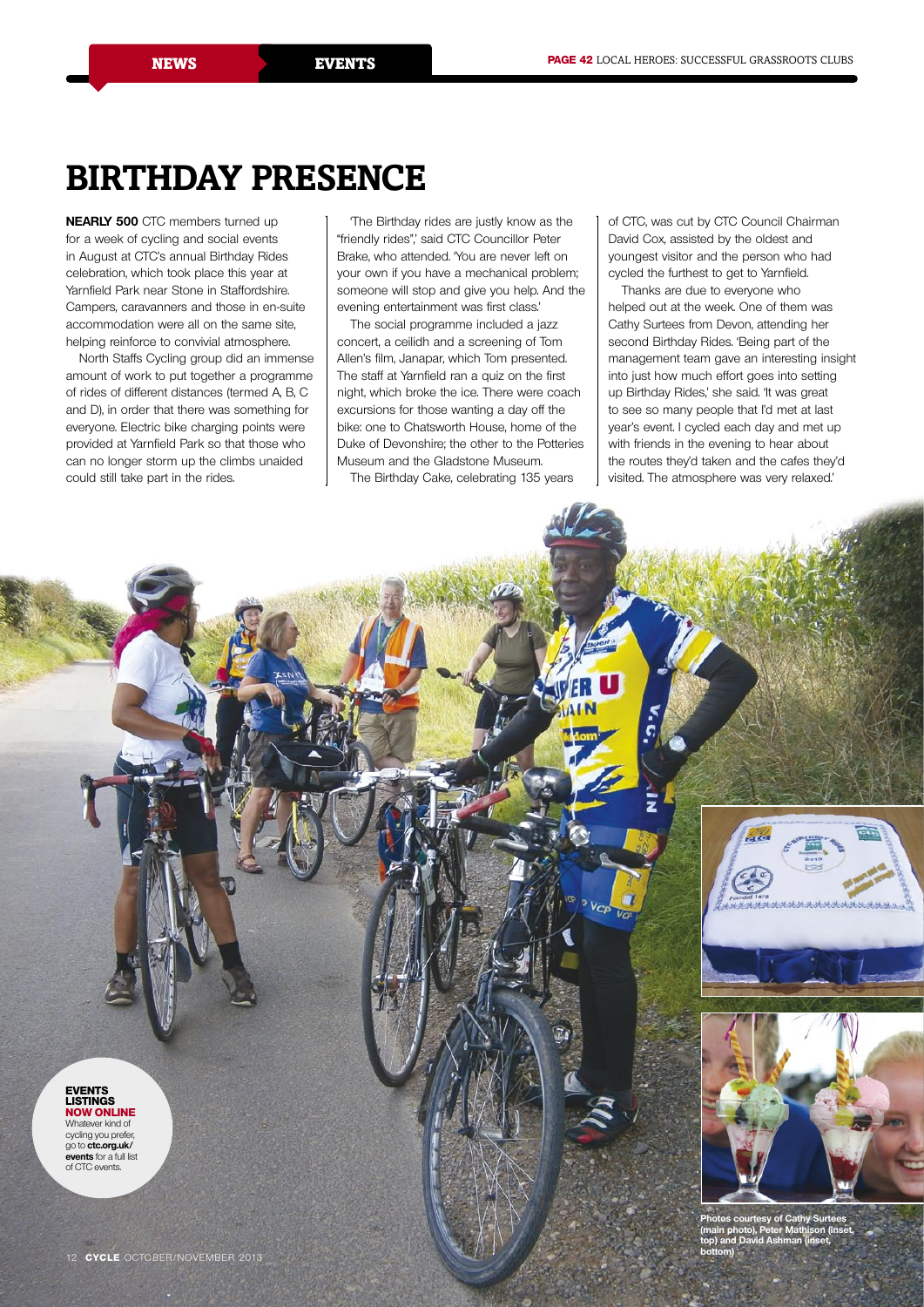# BIRTHDAY PRESENCE

**NEARLY 500** CTC members turned up for a week of cycling and social events in August at CTC's annual Birthday Rides celebration, which took place this year at Yarnfield Park near Stone in Staffordshire. Campers, caravanners and those in en-suite accommodation were all on the same site, helping reinforce to convivial atmosphere.

North Staffs Cycling group did an immense amount of work to put together a programme of rides of different distances (termed A, B, C and D), in order that there was something for everyone. Electric bike charging points were provided at Yarnfield Park so that those who can no longer storm up the climbs unaided could still take part in the rides.

'The Birthday rides are justly know as the "friendly rides",' said CTC Councillor Peter Brake, who attended. 'You are never left on your own if you have a mechanical problem; someone will stop and give you help. And the evening entertainment was first class.'

The social programme included a jazz concert, a ceilidh and a screening of Tom Allen's film, Janapar, which Tom presented. The staff at Yarnfield ran a quiz on the first night, which broke the ice. There were coach excursions for those wanting a day off the bike: one to Chatsworth House, home of the Duke of Devonshire; the other to the Potteries Museum and the Gladstone Museum.

The Birthday Cake, celebrating 135 years of CTC, was cut by CTC Council Chairman David Cox, assisted by the oldest and youngest visitor and the person who had cycled the furthest to get to Yarnfield.

Thanks are due to everyone who helped out at the week. One of them was Cathy Surtees from Devon, attending her second Birthday Rides. 'Being part of the management team gave an interesting insight into just how much effort goes into setting up Birthday Rides,' she said. 'It was great to see so many people that I'd met at last year's event. I cycled each day and met up with friends in the evening to hear about the routes they'd taken and the cafes they'd visited. The atmosphere was very relaxed.'

**EVENTS LISTINGS NOW ONLINE**
Whatever kind of cycling you prefer, go to **ctc.org.uk/events** for a full list of CTC events.

**Photos courtesy of Cathy Surtees (main photo), Peter Mathison (inset, top) and David Ashman (inset, bottom)**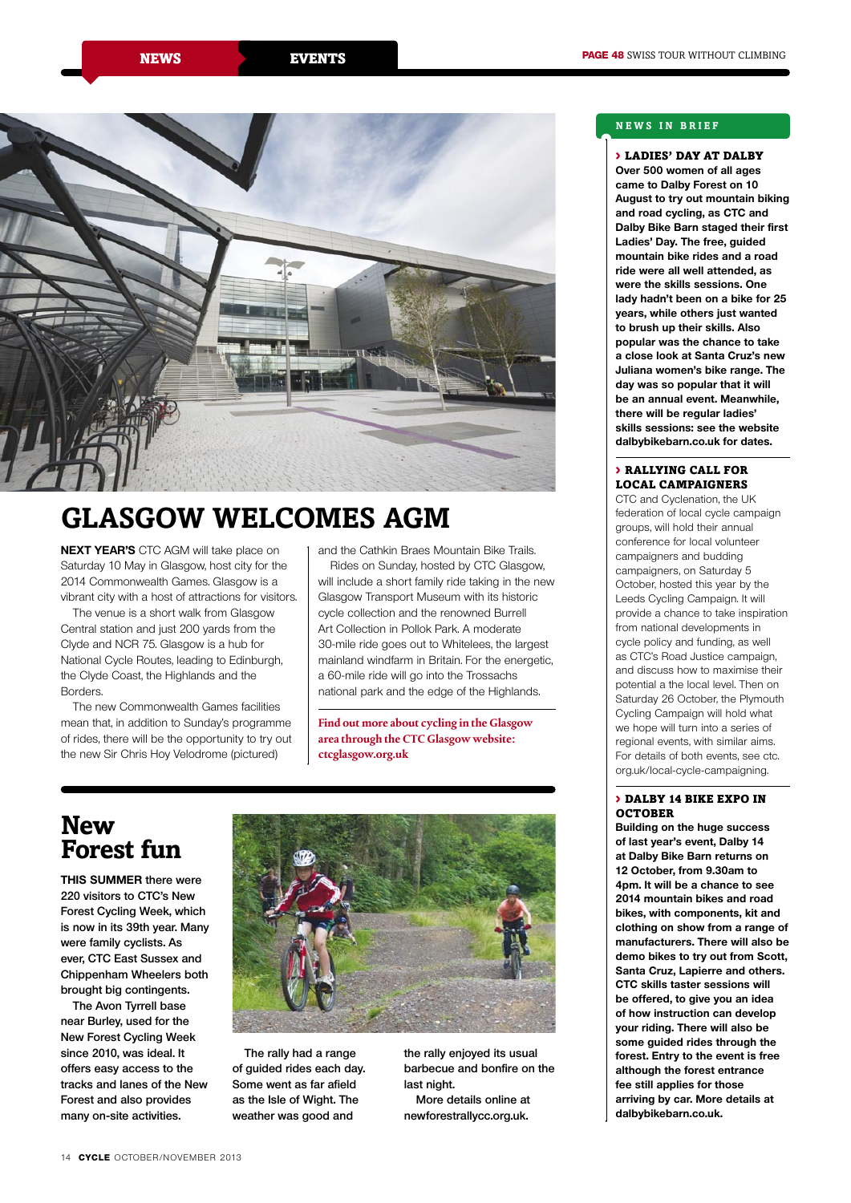# GLASGOW WELCOMES AGM

**NEXT YEAR'S** CTC AGM will take place on Saturday 10 May in Glasgow, host city for the 2014 Commonwealth Games. Glasgow is a vibrant city with a host of attractions for visitors.

The venue is a short walk from Glasgow Central station and just 200 yards from the Clyde and NCR 75. Glasgow is a hub for National Cycle Routes, leading to Edinburgh, the Clyde Coast, the Highlands and the Borders.

The new Commonwealth Games facilities mean that, in addition to Sunday's programme of rides, there will be the opportunity to try out the new Sir Chris Hoy Velodrome (pictured) and the Cathkin Braes Mountain Bike Trails.

Rides on Sunday, hosted by CTC Glasgow, will include a short family ride taking in the new Glasgow Transport Museum with its historic cycle collection and the renowned Burrell Art Collection in Pollok Park. A moderate 30-mile ride goes out to Whitelees, the largest mainland windfarm in Britain. For the energetic, a 60-mile ride will go into the Trossachs national park and the edge of the Highlands.

**Find out more about cycling in the Glasgow area through the CTC Glasgow website: ctcglasgow.org.uk**

# New Forest fun

**THIS SUMMER there were 220 visitors to CTC's New Forest Cycling Week, which is now in its 39th year. Many were family cyclists. As ever, CTC East Sussex and Chippenham Wheelers both brought big contingents.**

**The Avon Tyrrell base near Burley, used for the New Forest Cycling Week since 2010, was ideal. It offers easy access to the tracks and lanes of the New Forest and also provides many on-site activities.**

The rally had a range of guided rides each day. Some went as far afield as the Isle of Wight. The weather was good and the rally enjoyed its usual barbecue and bonfire on the last night.

More details online at newforestrallycc.org.uk.

## NEWS IN BRIEF

### › LADIES' DAY AT DALBY

**Over 500 women of all ages came to Dalby Forest on 10 August to try out mountain biking and road cycling, as CTC and Dalby Bike Barn staged their first Ladies' Day. The free, guided mountain bike rides and a road ride were all well attended, as were the skills sessions. One lady hadn't been on a bike for 25 years, while others just wanted to brush up their skills. Also popular was the chance to take a close look at Santa Cruz's new Juliana women's bike range. The day was so popular that it will be an annual event. Meanwhile, there will be regular ladies' skills sessions: see the website dalbybikebarn.co.uk for dates.**

### › RALLYING CALL FOR LOCAL CAMPAIGNERS

CTC and Cyclenation, the UK federation of local cycle campaign groups, will hold their annual conference for local volunteer campaigners and budding campaigners, on Saturday 5 October, hosted this year by the Leeds Cycling Campaign. It will provide a chance to take inspiration from national developments in cycle policy and funding, as well as CTC's Road Justice campaign, and discuss how to maximise their potential a the local level. Then on Saturday 26 October, the Plymouth Cycling Campaign will hold what we hope will turn into a series of regional events, with similar aims. For details of both events, see ctc.org.uk/local-cycle-campaigning.

### › DALBY 14 BIKE EXPO IN OCTOBER

**Building on the huge success of last year's event, Dalby 14 at Dalby Bike Barn returns on 12 October, from 9.30am to 4pm. It will be a chance to see 2014 mountain bikes and road bikes, with components, kit and clothing on show from a range of manufacturers. There will also be demo bikes to try out from Scott, Santa Cruz, Lapierre and others. CTC skills taster sessions will be offered, to give you an idea of how instruction can develop your riding. There will also be some guided rides through the forest. Entry to the event is free although the forest entrance fee still applies for those arriving by car. More details at dalbybikebarn.co.uk.**